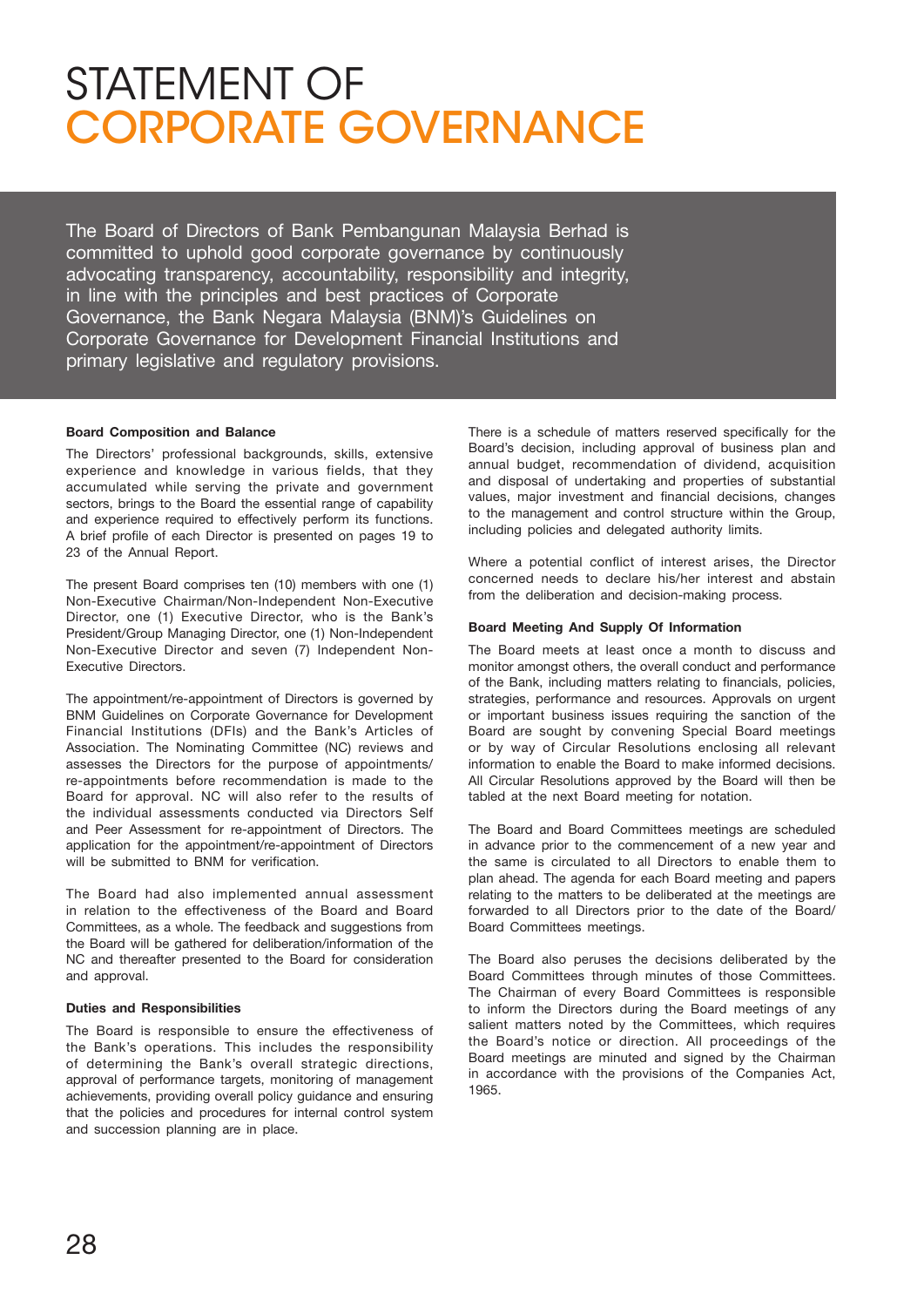# STATEMENT OF CORPORATE GOVERNANCE

The Board of Directors of Bank Pembangunan Malaysia Berhad is committed to uphold good corporate governance by continuously advocating transparency, accountability, responsibility and integrity, in line with the principles and best practices of Corporate Governance, the Bank Negara Malaysia (BNM)'s Guidelines on Corporate Governance for Development Financial Institutions and primary legislative and regulatory provisions.

**Board Composition and Balance**

The Directors' professional backgrounds, skills, extensive experience and knowledge in various fields, that they accumulated while serving the private and government sectors, brings to the Board the essential range of capability and experience required to effectively perform its functions. A brief profile of each Director is presented on pages 19 to 23 of the Annual Report.

The present Board comprises ten (10) members with one (1) Non-Executive Chairman/Non-Independent Non-Executive Director, one (1) Executive Director, who is the Bank's President/Group Managing Director, one (1) Non-Independent Non-Executive Director and seven (7) Independent Non-Executive Directors.

The appointment/re-appointment of Directors is governed by BNM Guidelines on Corporate Governance for Development Financial Institutions (DFIs) and the Bank's Articles of Association. The Nominating Committee (NC) reviews and assesses the Directors for the purpose of appointments/re-appointments before recommendation is made to the Board for approval. NC will also refer to the results of the individual assessments conducted via Directors Self and Peer Assessment for re-appointment of Directors. The application for the appointment/re-appointment of Directors will be submitted to BNM for verification.

The Board had also implemented annual assessment in relation to the effectiveness of the Board and Board Committees, as a whole. The feedback and suggestions from the Board will be gathered for deliberation/information of the NC and thereafter presented to the Board for consideration and approval.

**Duties and Responsibilities**

The Board is responsible to ensure the effectiveness of the Bank's operations. This includes the responsibility of determining the Bank's overall strategic directions, approval of performance targets, monitoring of management achievements, providing overall policy guidance and ensuring that the policies and procedures for internal control system and succession planning are in place.

There is a schedule of matters reserved specifically for the Board's decision, including approval of business plan and annual budget, recommendation of dividend, acquisition and disposal of undertaking and properties of substantial values, major investment and financial decisions, changes to the management and control structure within the Group, including policies and delegated authority limits.

Where a potential conflict of interest arises, the Director concerned needs to declare his/her interest and abstain from the deliberation and decision-making process.

**Board Meeting And Supply Of Information**

The Board meets at least once a month to discuss and monitor amongst others, the overall conduct and performance of the Bank, including matters relating to financials, policies, strategies, performance and resources. Approvals on urgent or important business issues requiring the sanction of the Board are sought by convening Special Board meetings or by way of Circular Resolutions enclosing all relevant information to enable the Board to make informed decisions. All Circular Resolutions approved by the Board will then be tabled at the next Board meeting for notation.

The Board and Board Committees meetings are scheduled in advance prior to the commencement of a new year and the same is circulated to all Directors to enable them to plan ahead. The agenda for each Board meeting and papers relating to the matters to be deliberated at the meetings are forwarded to all Directors prior to the date of the Board/Board Committees meetings.

The Board also peruses the decisions deliberated by the Board Committees through minutes of those Committees. The Chairman of every Board Committees is responsible to inform the Directors during the Board meetings of any salient matters noted by the Committees, which requires the Board's notice or direction. All proceedings of the Board meetings are minuted and signed by the Chairman in accordance with the provisions of the Companies Act, 1965.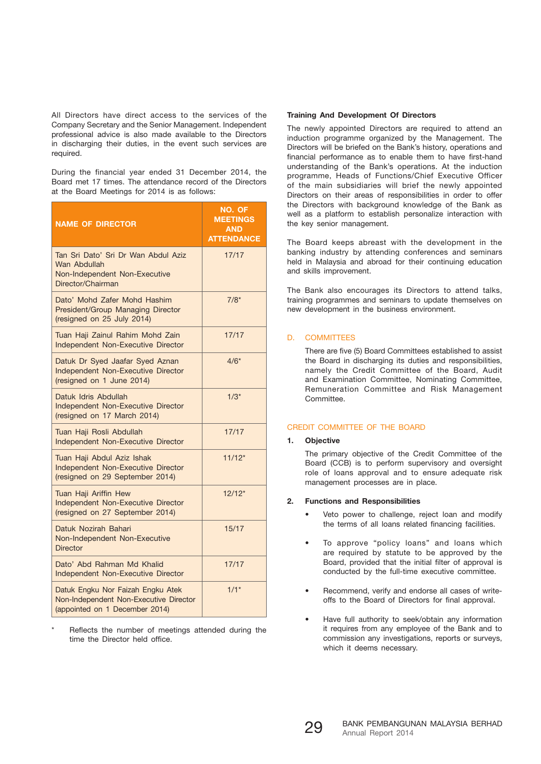All Directors have direct access to the services of the Company Secretary and the Senior Management. Independent professional advice is also made available to the Directors in discharging their duties, in the event such services are required.

During the financial year ended 31 December 2014, the Board met 17 times. The attendance record of the Directors at the Board Meetings for 2014 is as follows:

| NAME OF DIRECTOR | NO. OF MEETINGS AND ATTENDANCE |
|---|---|
| Tan Sri Dato' Sri Dr Wan Abdul Aziz Wan Abdullah<br>Non-Independent Non-Executive Director/Chairman | 17/17 |
| Dato' Mohd Zafer Mohd Hashim<br>President/Group Managing Director<br>(resigned on 25 July 2014) | 7/8* |
| Tuan Haji Zainul Rahim Mohd Zain<br>Independent Non-Executive Director | 17/17 |
| Datuk Dr Syed Jaafar Syed Aznan<br>Independent Non-Executive Director<br>(resigned on 1 June 2014) | 4/6* |
| Datuk Idris Abdullah<br>Independent Non-Executive Director<br>(resigned on 17 March 2014) | 1/3* |
| Tuan Haji Rosli Abdullah<br>Independent Non-Executive Director | 17/17 |
| Tuan Haji Abdul Aziz Ishak<br>Independent Non-Executive Director<br>(resigned on 29 September 2014) | 11/12* |
| Tuan Haji Ariffin Hew<br>Independent Non-Executive Director<br>(resigned on 27 September 2014) | 12/12* |
| Datuk Nozirah Bahari<br>Non-Independent Non-Executive Director | 15/17 |
| Dato' Abd Rahman Md Khalid<br>Independent Non-Executive Director | 17/17 |
| Datuk Engku Nor Faizah Engku Atek<br>Non-Independent Non-Executive Director<br>(appointed on 1 December 2014) | 1/1* |

\* Reflects the number of meetings attended during the time the Director held office.

**Training And Development Of Directors**

The newly appointed Directors are required to attend an induction programme organized by the Management. The Directors will be briefed on the Bank's history, operations and financial performance as to enable them to have first-hand understanding of the Bank's operations. At the induction programme, Heads of Functions/Chief Executive Officer of the main subsidiaries will brief the newly appointed Directors on their areas of responsibilities in order to offer the Directors with background knowledge of the Bank as well as a platform to establish personalize interaction with the key senior management.

The Board keeps abreast with the development in the banking industry by attending conferences and seminars held in Malaysia and abroad for their continuing education and skills improvement.

The Bank also encourages its Directors to attend talks, training programmes and seminars to update themselves on new development in the business environment.

## D. COMMITTEES

There are five (5) Board Committees established to assist the Board in discharging its duties and responsibilities, namely the Credit Committee of the Board, Audit and Examination Committee, Nominating Committee, Remuneration Committee and Risk Management Committee.

### CREDIT COMMITTEE OF THE BOARD

**1. Objective**

The primary objective of the Credit Committee of the Board (CCB) is to perform supervisory and oversight role of loans approval and to ensure adequate risk management processes are in place.

**2. Functions and Responsibilities**

- Veto power to challenge, reject loan and modify the terms of all loans related financing facilities.
- To approve "policy loans" and loans which are required by statute to be approved by the Board, provided that the initial filter of approval is conducted by the full-time executive committee.
- Recommend, verify and endorse all cases of write-offs to the Board of Directors for final approval.
- Have full authority to seek/obtain any information it requires from any employee of the Bank and to commission any investigations, reports or surveys, which it deems necessary.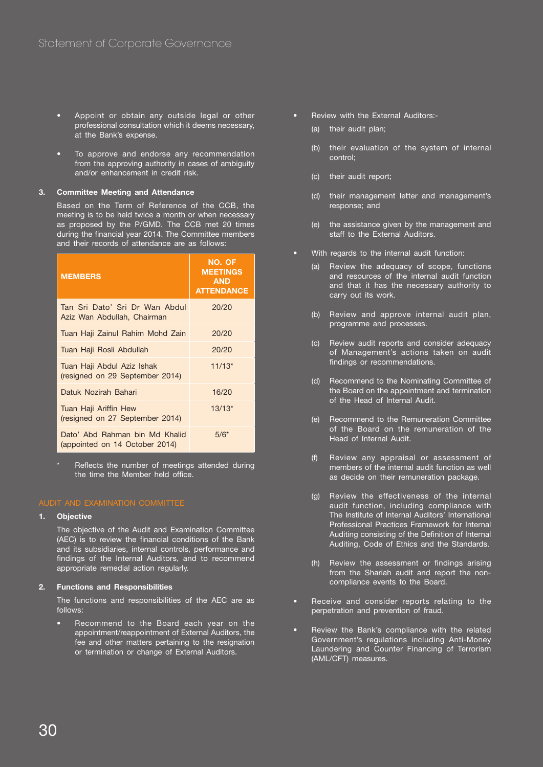- Appoint or obtain any outside legal or other professional consultation which it deems necessary, at the Bank's expense.

- To approve and endorse any recommendation from the approving authority in cases of ambiguity and/or enhancement in credit risk.

**3. Committee Meeting and Attendance**

Based on the Term of Reference of the CCB, the meeting is to be held twice a month or when necessary as proposed by the P/GMD. The CCB met 20 times during the financial year 2014. The Committee members and their records of attendance are as follows:

| MEMBERS | NO. OF MEETINGS AND ATTENDANCE |
|---|---|
| Tan Sri Dato' Sri Dr Wan Abdul Aziz Wan Abdullah, Chairman | 20/20 |
| Tuan Haji Zainul Rahim Mohd Zain | 20/20 |
| Tuan Haji Rosli Abdullah | 20/20 |
| Tuan Haji Abdul Aziz Ishak (resigned on 29 September 2014) | 11/13* |
| Datuk Nozirah Bahari | 16/20 |
| Tuan Haji Ariffin Hew (resigned on 27 September 2014) | 13/13* |
| Dato' Abd Rahman bin Md Khalid (appointed on 14 October 2014) | 5/6* |

\* Reflects the number of meetings attended during the time the Member held office.

## AUDIT AND EXAMINATION COMMITTEE

**1. Objective**

The objective of the Audit and Examination Committee (AEC) is to review the financial conditions of the Bank and its subsidiaries, internal controls, performance and findings of the Internal Auditors, and to recommend appropriate remedial action regularly.

**2. Functions and Responsibilities**

The functions and responsibilities of the AEC are as follows:

- Recommend to the Board each year on the appointment/reappointment of External Auditors, the fee and other matters pertaining to the resignation or termination or change of External Auditors.

- Review with the External Auditors:-
  - (a) their audit plan;
  - (b) their evaluation of the system of internal control;
  - (c) their audit report;
  - (d) their management letter and management's response; and
  - (e) the assistance given by the management and staff to the External Auditors.

- With regards to the internal audit function:
  - (a) Review the adequacy of scope, functions and resources of the internal audit function and that it has the necessary authority to carry out its work.
  - (b) Review and approve internal audit plan, programme and processes.
  - (c) Review audit reports and consider adequacy of Management's actions taken on audit findings or recommendations.
  - (d) Recommend to the Nominating Committee of the Board on the appointment and termination of the Head of Internal Audit.
  - (e) Recommend to the Remuneration Committee of the Board on the remuneration of the Head of Internal Audit.
  - (f) Review any appraisal or assessment of members of the internal audit function as well as decide on their remuneration package.
  - (g) Review the effectiveness of the internal audit function, including compliance with The Institute of Internal Auditors' International Professional Practices Framework for Internal Auditing consisting of the Definition of Internal Auditing, Code of Ethics and the Standards.
  - (h) Review the assessment or findings arising from the Shariah audit and report the non-compliance events to the Board.

- Receive and consider reports relating to the perpetration and prevention of fraud.

- Review the Bank's compliance with the related Government's regulations including Anti-Money Laundering and Counter Financing of Terrorism (AML/CFT) measures.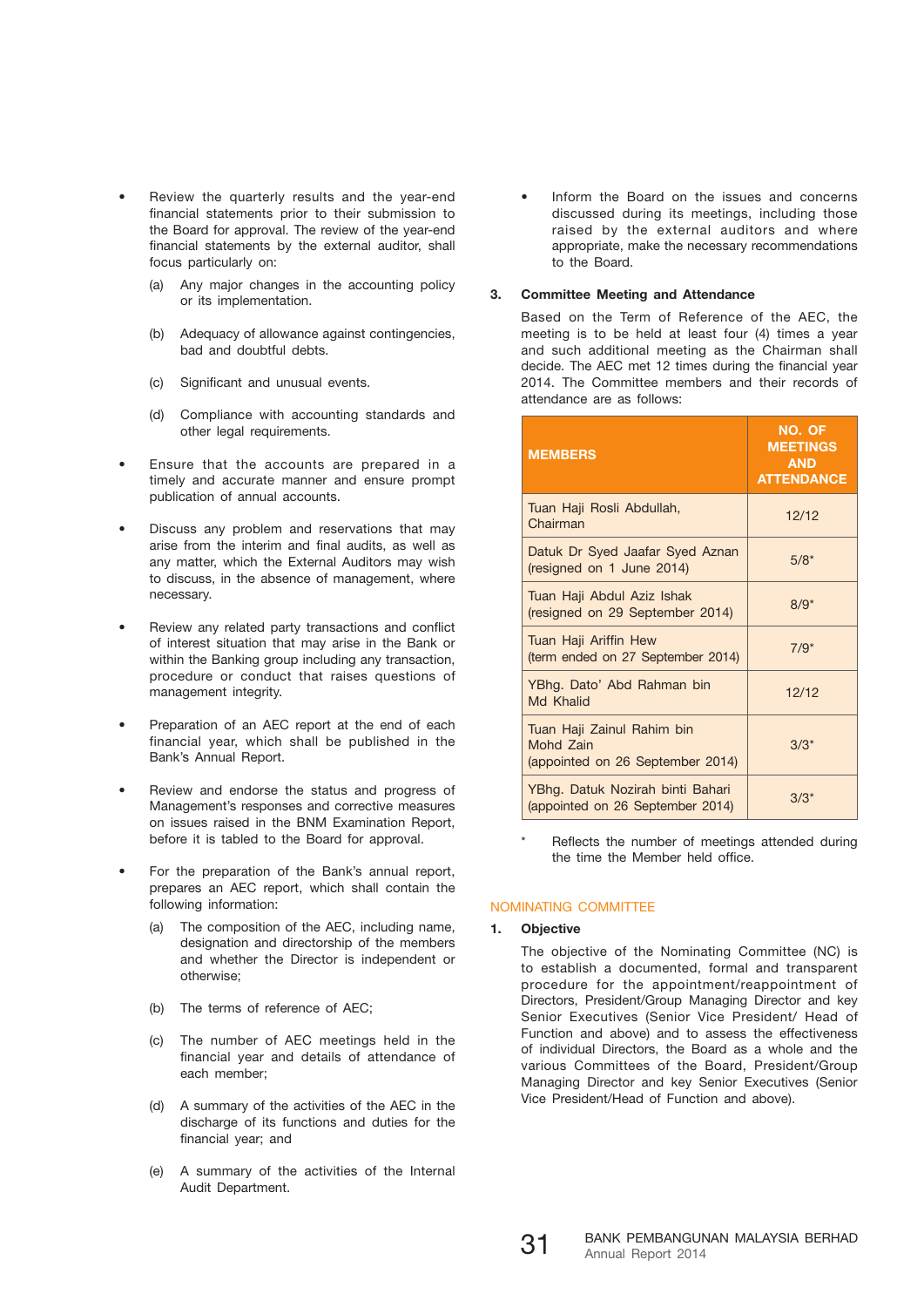- Review the quarterly results and the year-end financial statements prior to their submission to the Board for approval. The review of the year-end financial statements by the external auditor, shall focus particularly on:
  - (a) Any major changes in the accounting policy or its implementation.
  - (b) Adequacy of allowance against contingencies, bad and doubtful debts.
  - (c) Significant and unusual events.
  - (d) Compliance with accounting standards and other legal requirements.
- Ensure that the accounts are prepared in a timely and accurate manner and ensure prompt publication of annual accounts.
- Discuss any problem and reservations that may arise from the interim and final audits, as well as any matter, which the External Auditors may wish to discuss, in the absence of management, where necessary.
- Review any related party transactions and conflict of interest situation that may arise in the Bank or within the Banking group including any transaction, procedure or conduct that raises questions of management integrity.
- Preparation of an AEC report at the end of each financial year, which shall be published in the Bank's Annual Report.
- Review and endorse the status and progress of Management's responses and corrective measures on issues raised in the BNM Examination Report, before it is tabled to the Board for approval.
- For the preparation of the Bank's annual report, prepares an AEC report, which shall contain the following information:
  - (a) The composition of the AEC, including name, designation and directorship of the members and whether the Director is independent or otherwise;
  - (b) The terms of reference of AEC;
  - (c) The number of AEC meetings held in the financial year and details of attendance of each member;
  - (d) A summary of the activities of the AEC in the discharge of its functions and duties for the financial year; and
  - (e) A summary of the activities of the Internal Audit Department.
- Inform the Board on the issues and concerns discussed during its meetings, including those raised by the external auditors and where appropriate, make the necessary recommendations to the Board.

**3. Committee Meeting and Attendance**

Based on the Term of Reference of the AEC, the meeting is to be held at least four (4) times a year and such additional meeting as the Chairman shall decide. The AEC met 12 times during the financial year 2014. The Committee members and their records of attendance are as follows:

| MEMBERS | NO. OF MEETINGS AND ATTENDANCE |
|---|---|
| Tuan Haji Rosli Abdullah, Chairman | 12/12 |
| Datuk Dr Syed Jaafar Syed Aznan (resigned on 1 June 2014) | 5/8* |
| Tuan Haji Abdul Aziz Ishak (resigned on 29 September 2014) | 8/9* |
| Tuan Haji Ariffin Hew (term ended on 27 September 2014) | 7/9* |
| YBhg. Dato' Abd Rahman bin Md Khalid | 12/12 |
| Tuan Haji Zainul Rahim bin Mohd Zain (appointed on 26 September 2014) | 3/3* |
| YBhg. Datuk Nozirah binti Bahari (appointed on 26 September 2014) | 3/3* |

\* Reflects the number of meetings attended during the time the Member held office.

## NOMINATING COMMITTEE

**1. Objective**

The objective of the Nominating Committee (NC) is to establish a documented, formal and transparent procedure for the appointment/reappointment of Directors, President/Group Managing Director and key Senior Executives (Senior Vice President/ Head of Function and above) and to assess the effectiveness of individual Directors, the Board as a whole and the various Committees of the Board, President/Group Managing Director and key Senior Executives (Senior Vice President/Head of Function and above).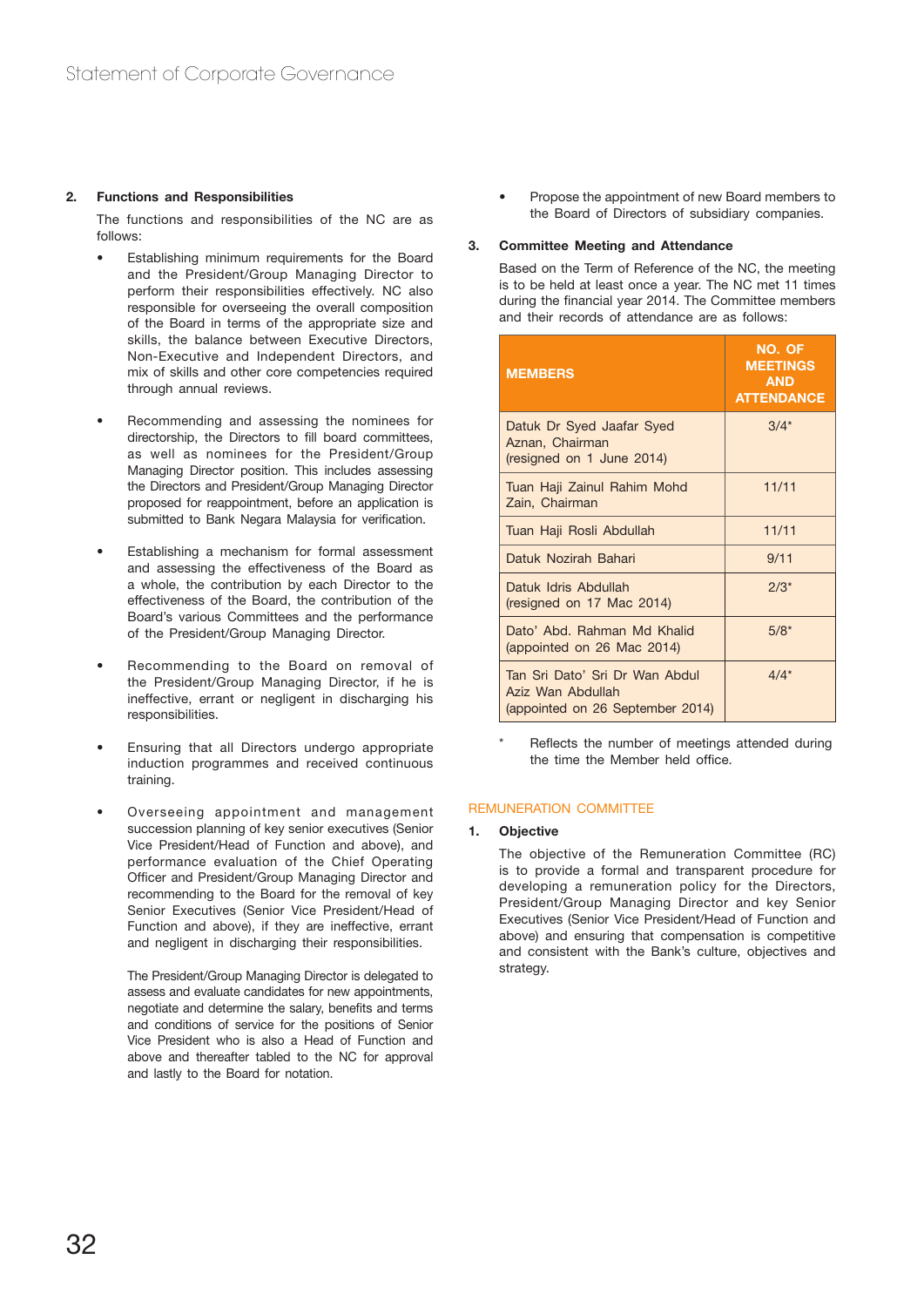### 2. Functions and Responsibilities

The functions and responsibilities of the NC are as follows:

- Establishing minimum requirements for the Board and the President/Group Managing Director to perform their responsibilities effectively. NC also responsible for overseeing the overall composition of the Board in terms of the appropriate size and skills, the balance between Executive Directors, Non-Executive and Independent Directors, and mix of skills and other core competencies required through annual reviews.

- Recommending and assessing the nominees for directorship, the Directors to fill board committees, as well as nominees for the President/Group Managing Director position. This includes assessing the Directors and President/Group Managing Director proposed for reappointment, before an application is submitted to Bank Negara Malaysia for verification.

- Establishing a mechanism for formal assessment and assessing the effectiveness of the Board as a whole, the contribution by each Director to the effectiveness of the Board, the contribution of the Board's various Committees and the performance of the President/Group Managing Director.

- Recommending to the Board on removal of the President/Group Managing Director, if he is ineffective, errant or negligent in discharging his responsibilities.

- Ensuring that all Directors undergo appropriate induction programmes and received continuous training.

- Overseeing appointment and management succession planning of key senior executives (Senior Vice President/Head of Function and above), and performance evaluation of the Chief Operating Officer and President/Group Managing Director and recommending to the Board for the removal of key Senior Executives (Senior Vice President/Head of Function and above), if they are ineffective, errant and negligent in discharging their responsibilities.

  The President/Group Managing Director is delegated to assess and evaluate candidates for new appointments, negotiate and determine the salary, benefits and terms and conditions of service for the positions of Senior Vice President who is also a Head of Function and above and thereafter tabled to the NC for approval and lastly to the Board for notation.

- Propose the appointment of new Board members to the Board of Directors of subsidiary companies.

### 3. Committee Meeting and Attendance

Based on the Term of Reference of the NC, the meeting is to be held at least once a year. The NC met 11 times during the financial year 2014. The Committee members and their records of attendance are as follows:

| MEMBERS | NO. OF MEETINGS AND ATTENDANCE |
|---|---|
| Datuk Dr Syed Jaafar Syed Aznan, Chairman (resigned on 1 June 2014) | 3/4* |
| Tuan Haji Zainul Rahim Mohd Zain, Chairman | 11/11 |
| Tuan Haji Rosli Abdullah | 11/11 |
| Datuk Nozirah Bahari | 9/11 |
| Datuk Idris Abdullah (resigned on 17 Mac 2014) | 2/3* |
| Dato' Abd. Rahman Md Khalid (appointed on 26 Mac 2014) | 5/8* |
| Tan Sri Dato' Sri Dr Wan Abdul Aziz Wan Abdullah (appointed on 26 September 2014) | 4/4* |

\* Reflects the number of meetings attended during the time the Member held office.

## REMUNERATION COMMITTEE

### 1. Objective

The objective of the Remuneration Committee (RC) is to provide a formal and transparent procedure for developing a remuneration policy for the Directors, President/Group Managing Director and key Senior Executives (Senior Vice President/Head of Function and above) and ensuring that compensation is competitive and consistent with the Bank's culture, objectives and strategy.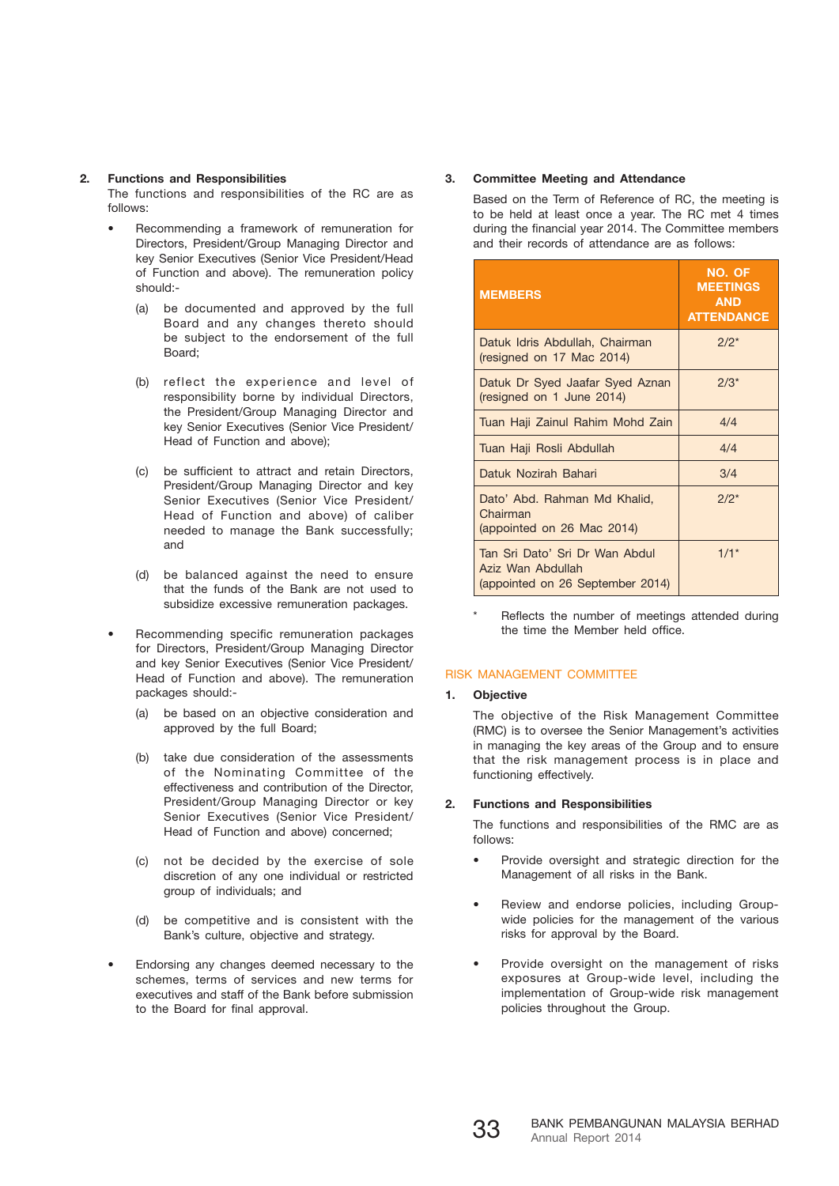2. **Functions and Responsibilities**

The functions and responsibilities of the RC are as follows:

- Recommending a framework of remuneration for Directors, President/Group Managing Director and key Senior Executives (Senior Vice President/Head of Function and above). The remuneration policy should:-
  - (a) be documented and approved by the full Board and any changes thereto should be subject to the endorsement of the full Board;
  - (b) reflect the experience and level of responsibility borne by individual Directors, the President/Group Managing Director and key Senior Executives (Senior Vice President/Head of Function and above);
  - (c) be sufficient to attract and retain Directors, President/Group Managing Director and key Senior Executives (Senior Vice President/Head of Function and above) of caliber needed to manage the Bank successfully; and
  - (d) be balanced against the need to ensure that the funds of the Bank are not used to subsidize excessive remuneration packages.
- Recommending specific remuneration packages for Directors, President/Group Managing Director and key Senior Executives (Senior Vice President/Head of Function and above). The remuneration packages should:-
  - (a) be based on an objective consideration and approved by the full Board;
  - (b) take due consideration of the assessments of the Nominating Committee of the effectiveness and contribution of the Director, President/Group Managing Director or key Senior Executives (Senior Vice President/Head of Function and above) concerned;
  - (c) not be decided by the exercise of sole discretion of any one individual or restricted group of individuals; and
  - (d) be competitive and is consistent with the Bank's culture, objective and strategy.
- Endorsing any changes deemed necessary to the schemes, terms of services and new terms for executives and staff of the Bank before submission to the Board for final approval.

3. **Committee Meeting and Attendance**

Based on the Term of Reference of RC, the meeting is to be held at least once a year. The RC met 4 times during the financial year 2014. The Committee members and their records of attendance are as follows:

| MEMBERS | NO. OF MEETINGS AND ATTENDANCE |
|---|---|
| Datuk Idris Abdullah, Chairman (resigned on 17 Mac 2014) | 2/2* |
| Datuk Dr Syed Jaafar Syed Aznan (resigned on 1 June 2014) | 2/3* |
| Tuan Haji Zainul Rahim Mohd Zain | 4/4 |
| Tuan Haji Rosli Abdullah | 4/4 |
| Datuk Nozirah Bahari | 3/4 |
| Dato' Abd. Rahman Md Khalid, Chairman (appointed on 26 Mac 2014) | 2/2* |
| Tan Sri Dato' Sri Dr Wan Abdul Aziz Wan Abdullah (appointed on 26 September 2014) | 1/1* |

\* Reflects the number of meetings attended during the time the Member held office.

## RISK MANAGEMENT COMMITTEE

1. **Objective**

The objective of the Risk Management Committee (RMC) is to oversee the Senior Management's activities in managing the key areas of the Group and to ensure that the risk management process is in place and functioning effectively.

2. **Functions and Responsibilities**

The functions and responsibilities of the RMC are as follows:

- Provide oversight and strategic direction for the Management of all risks in the Bank.
- Review and endorse policies, including Group-wide policies for the management of the various risks for approval by the Board.
- Provide oversight on the management of risks exposures at Group-wide level, including the implementation of Group-wide risk management policies throughout the Group.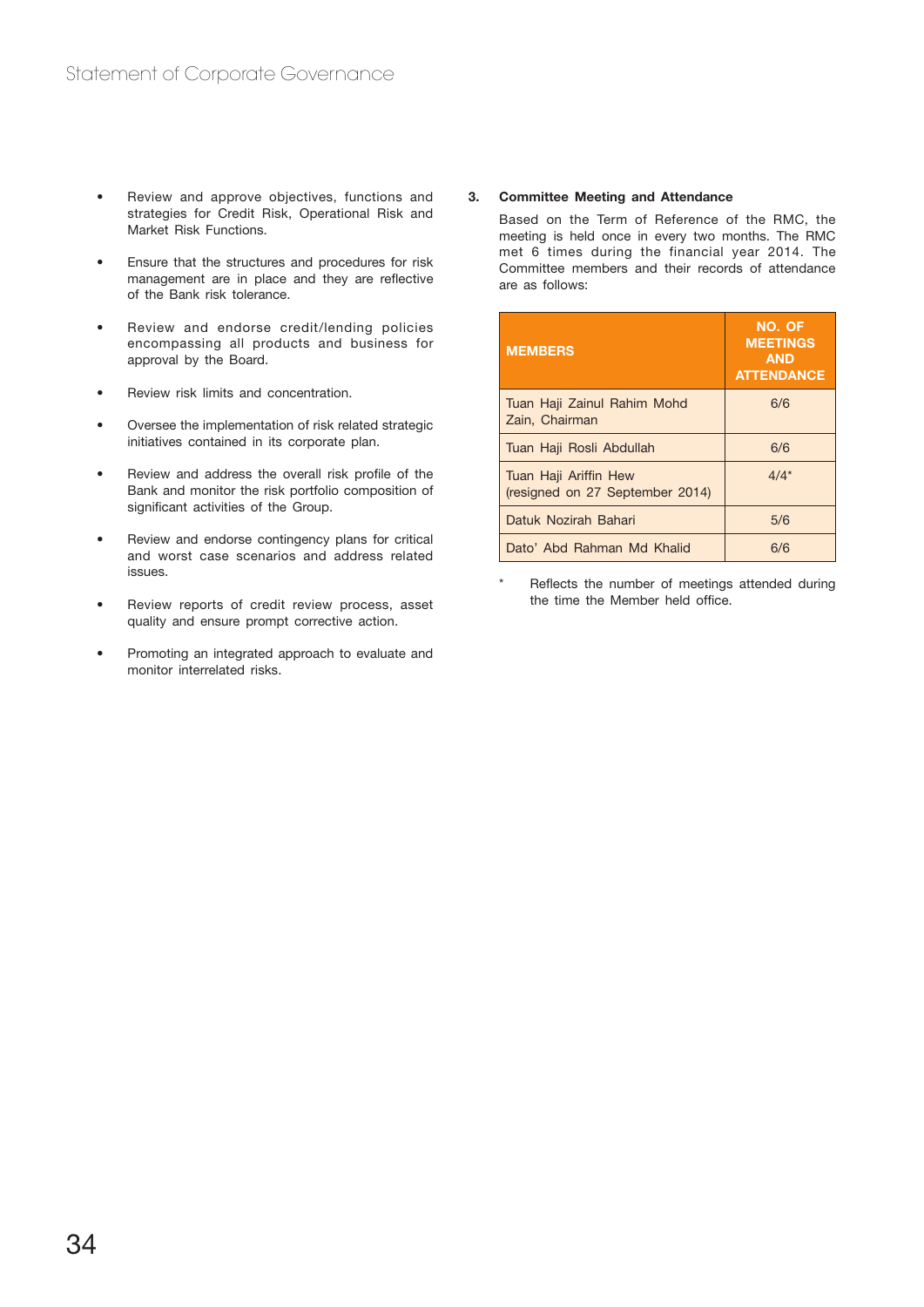- Review and approve objectives, functions and strategies for Credit Risk, Operational Risk and Market Risk Functions.
- Ensure that the structures and procedures for risk management are in place and they are reflective of the Bank risk tolerance.
- Review and endorse credit/lending policies encompassing all products and business for approval by the Board.
- Review risk limits and concentration.
- Oversee the implementation of risk related strategic initiatives contained in its corporate plan.
- Review and address the overall risk profile of the Bank and monitor the risk portfolio composition of significant activities of the Group.
- Review and endorse contingency plans for critical and worst case scenarios and address related issues.
- Review reports of credit review process, asset quality and ensure prompt corrective action.
- Promoting an integrated approach to evaluate and monitor interrelated risks.

**3. Committee Meeting and Attendance**

Based on the Term of Reference of the RMC, the meeting is held once in every two months. The RMC met 6 times during the financial year 2014. The Committee members and their records of attendance are as follows:

| MEMBERS | NO. OF MEETINGS AND ATTENDANCE |
|---|---|
| Tuan Haji Zainul Rahim Mohd Zain, Chairman | 6/6 |
| Tuan Haji Rosli Abdullah | 6/6 |
| Tuan Haji Ariffin Hew (resigned on 27 September 2014) | 4/4* |
| Datuk Nozirah Bahari | 5/6 |
| Dato' Abd Rahman Md Khalid | 6/6 |

\* Reflects the number of meetings attended during the time the Member held office.